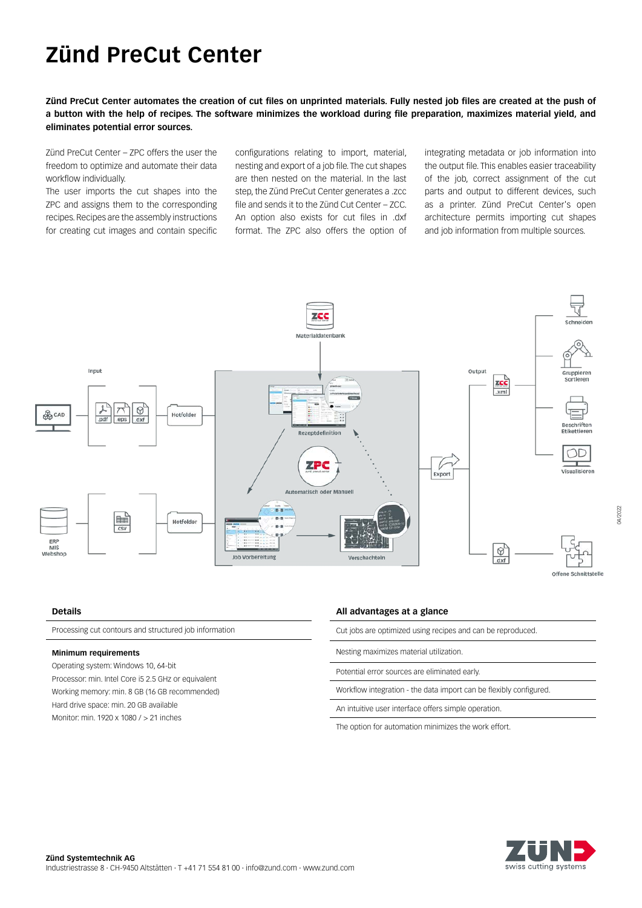# Zünd PreCut Center

**Zünd PreCut Center automates the creation of cut files on unprinted materials. Fully nested job files are created at the push of a button with the help of recipes. The software minimizes the workload during file preparation, maximizes material yield, and eliminates potential error sources.**

Zünd PreCut Center – ZPC offers the user the freedom to optimize and automate their data workflow individually.
The user imports the cut shapes into the ZPC and assigns them to the corresponding recipes. Recipes are the assembly instructions for creating cut images and contain specific configurations relating to import, material, nesting and export of a job file. The cut shapes are then nested on the material. In the last step, the Zünd PreCut Center generates a .zcc file and sends it to the Zünd Cut Center – ZCC. An option also exists for cut files in .dxf format. The ZPC also offers the option of integrating metadata or job information into the output file. This enables easier traceability of the job, correct assignment of the cut parts and output to different devices, such as a printer. Zünd PreCut Center's open architecture permits importing cut shapes and job information from multiple sources.

Materialdatenbank

Input: CAD · .pdf · .eps · .dxf → Hotfolder
ERP / MIS / Webshop · .csv → Hotfolder

Rezeptdefinition · ZPC · Automatisch oder Manuell · Job Vorbereitung · Verschachteln

Export

Output: .xml → Schneiden · Gruppieren Sortieren · Beschriften Etikettieren · Visualisieren
.dxf → Offene Schnittstelle

## Details

Processing cut contours and structured job information

**Minimum requirements**
Operating system: Windows 10, 64-bit
Processor: min. Intel Core i5 2.5 GHz or equivalent
Working memory: min. 8 GB (16 GB recommended)
Hard drive space: min. 20 GB available
Monitor: min. 1920 x 1080 / > 21 inches

## All advantages at a glance

- Cut jobs are optimized using recipes and can be reproduced.
- Nesting maximizes material utilization.
- Potential error sources are eliminated early.
- Workflow integration - the data import can be flexibly configured.
- An intuitive user interface offers simple operation.
- The option for automation minimizes the work effort.

04/2022

**Zünd Systemtechnik AG**
Industriestrasse 8 · CH-9450 Altstätten · T +41 71 554 81 00 · info@zund.com · www.zund.com

ZÜND swiss cutting systems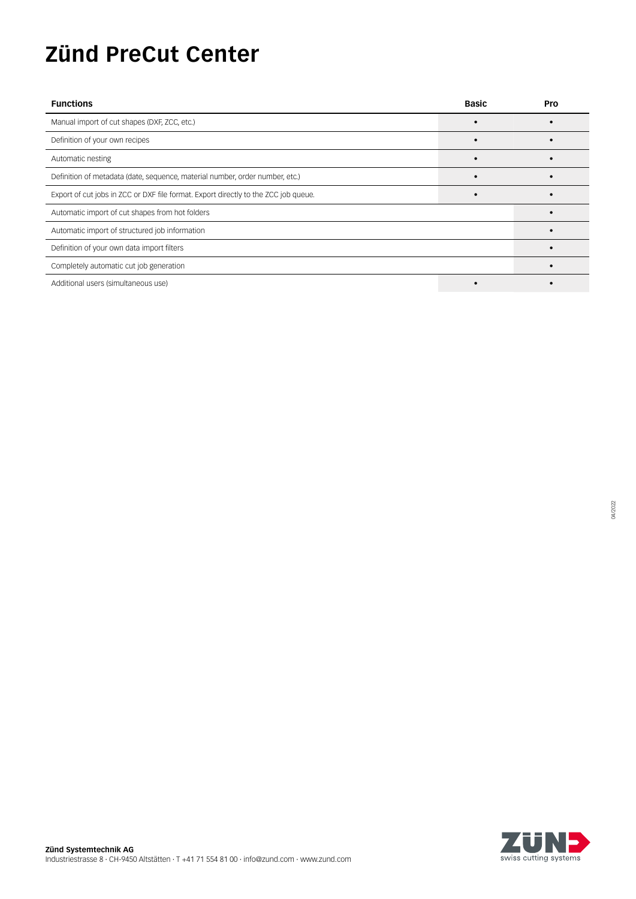# Zünd PreCut Center

| Functions | Basic | Pro |
|---|---|---|
| Manual import of cut shapes (DXF, ZCC, etc.) | • | • |
| Definition of your own recipes | • | • |
| Automatic nesting | • | • |
| Definition of metadata (date, sequence, material number, order number, etc.) | • | • |
| Export of cut jobs in ZCC or DXF file format. Export directly to the ZCC job queue. | • | • |
| Automatic import of cut shapes from hot folders | | • |
| Automatic import of structured job information | | • |
| Definition of your own data import filters | | • |
| Completely automatic cut job generation | | • |
| Additional users (simultaneous use) | • | • |

04/2022

**Zünd Systemtechnik AG**
Industriestrasse 8 · CH-9450 Altstätten · T +41 71 554 81 00 · info@zund.com · www.zund.com

ZÜND swiss cutting systems